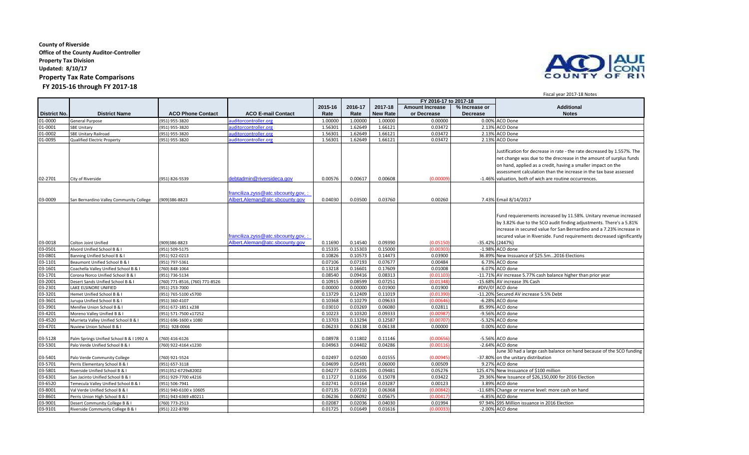**County of Riverside**
**Office of the County Auditor-Controller**
**Property Tax Division**
**Updated: 8/10/17**

## Property Tax Rate Comparisons
### FY 2015-16 through FY 2017-18

Fiscal year 2017-18 Notes

| | | | | | | | FY 2016-17 to 2017-18 | | |
|---|---|---|---|---|---|---|---|---|---|
| District No. | District Name | ACO Phone Contact | ACO E-mail Contact | 2015-16 Rate | 2016-17 Rate | 2017-18 New Rate | Amount Increase or Decrease | % Increase or Decrease | Additional Notes |
| 01-0000 | General Purpose | (951) 955-3820 | auditorcontroller.org | 1.00000 | 1.00000 | 1.00000 | 0.00000 | 0.00% | ACO Done |
| 01-0001 | SBE Unitary | (951) 955-3820 | auditorcontroller.org | 1.56301 | 1.62649 | 1.66121 | 0.03472 | 2.13% | ACO Done |
| 01-0002 | SBE Unitary Railroad | (951) 955-3820 | auditorcontroller.org | 1.56301 | 1.62649 | 1.66121 | 0.03472 | 2.13% | ACO Done |
| 01-0095 | Qualified Electric Property | (951) 955-3820 | auditorcontroller.org | 1.56301 | 1.62649 | 1.66121 | 0.03472 | 2.13% | ACO Done |
| 02-2701 | City of Riverside | (951) 826-5539 | debtadmin@riversideca.gov | 0.00576 | 0.00617 | 0.00608 | (0.00009) | -1.46% | Justification for decrease in rate - the rate decreased by 1.557%. The net change was due to the drecrease in the amount of surplus funds on hand, applied as a credit, having a smaller impact on the assessment calculation than the increase in the tax base assessed valuation, both of wich are routine occurrences. |
| 03-0009 | San Bernardino Valley Community College | (909)386-8823 | franciliza.zyss@atc.sbcounty.gov, : Albert.Aleman@atc.sbcounty.gov | 0.04030 | 0.03500 | 0.03760 | 0.00260 | 7.43% | Email 8/14/2017 |
| 03-0018 | Colton Joint Unified | (909)386-8823 | franciliza.zyss@atc.sbcounty.gov, : Albert.Aleman@atc.sbcounty.gov | 0.11690 | 0.14540 | 0.09390 | (0.05150) | -35.42% | Fund requierements increased by 11.58%. Unitary revenue increased by 3.82% due to the SCO audit finding adjustments. There's a 5.81% increase in secured value for San Bernardino and a 7.23% increase in secured value in Riverside. Fund requirements decreased significantly (2447%) |
| 03-0501 | Alvord Unified School B & I | (951) 509-5175 | | 0.15335 | 0.15303 | 0.15000 | (0.00303) | -1.98% | ACO done |
| 03-0801 | Banning Unified School B & I | (951) 922-0213 | | 0.10826 | 0.10573 | 0.14473 | 0.03900 | 36.89% | New Inssuance of $25.5m...2016 Elections |
| 03-1101 | Beaumont Unified School B & I | (951) 797-5361 | | 0.07106 | 0.07193 | 0.07677 | 0.00484 | 6.73% | ACO done |
| 03-1601 | Coachella Valley Unified School B & I | (760) 848-1064 | | 0.13218 | 0.16601 | 0.17609 | 0.01008 | 6.07% | ACO done |
| 03-1701 | Corona Norco Unified School B & I | (951) 736-5134 | | 0.08540 | 0.09416 | 0.08313 | (0.01103) | -11.71% | AV increase 5.77% cash balance higher than prior year |
| 03-2001 | Desert Sands Unified School B & I | (760) 771-8516, (760) 771-8526 | | 0.10915 | 0.08599 | 0.07251 | (0.01348) | -15.68% | AV increase 3% Cash |
| 03-2301 | LAKE ELSINORE UNIFIED | (951) 253-7000 | | 0.00000 | 0.00000 | 0.01900 | 0.01900 | #DIV/0! | ACO done |
| 03-3201 | Hemet Unified School B & I | (951) 765-5100 x5700 | | 0.13729 | 0.12409 | 0.11019 | (0.01390) | -11.20% | Secured AV increase 5.5% Debt |
| 03-3601 | Jurupa Unified School B & I | (951) 360-4107 | | 0.10368 | 0.10279 | 0.09633 | (0.00646) | -6.28% | ACO done |
| 03-3901 | Menifee Union School B & I | (951) 672-1851 x238 | | 0.03010 | 0.03269 | 0.06080 | 0.02811 | 85.99% | ACO done |
| 03-4201 | Moreno Valley Unified B & I | (951) 571-7500 x17252 | | 0.10223 | 0.10320 | 0.09333 | (0.00987) | -9.56% | ACO done |
| 03-4520 | Murrieta Valley Unified School B & I | (951) 696-1600 x 1080 | | 0.13703 | 0.13294 | 0.12587 | (0.00707) | -5.32% | ACO done |
| 03-4701 | Nuview Union School B & I | (951) 928-0066 | | 0.06233 | 0.06138 | 0.06138 | 0.00000 | 0.00% | ACO done |
| 03-5128 | Palm Springs Unified School B & I 1992 A | (760) 416-6126 | | 0.08978 | 0.11802 | 0.11146 | (0.00656) | -5.56% | ACO done |
| 03-5301 | Palo Verde Unified School B & I | (760) 922-4164 x1230 | | 0.04963 | 0.04402 | 0.04286 | (0.00116) | -2.64% | ACO done |
| 03-5401 | Palo Verde Community College | (760) 921-5524 | | 0.02497 | 0.02500 | 0.01555 | (0.00945) | -37.80% | June 30 had a large cash balance on hand because of the SCO funding on the unitary distribution |
| 03-5701 | Perris Elementary School B & I | (951) 657-3118 | | 0.04699 | 0.05491 | 0.06000 | 0.00509 | 9.27% | ACO done |
| 03-5801 | Riverside Unified School B & I | (951)352-6729x82002 | | 0.04277 | 0.04205 | 0.09481 | 0.05276 | 125.47% | New Inssuance of $100 million |
| 03-6301 | San Jacinto Unified School B & I | (951) 929-7700 x4216 | | 0.11727 | 0.11656 | 0.15078 | 0.03422 | 29.36% | New Issuance of $26,150,000 for 2016 Election |
| 03-6520 | Temecula Valley Unified School B & I | (951) 506-7941 | | 0.02741 | 0.03164 | 0.03287 | 0.00123 | 3.89% | ACO done |
| 03-8001 | Val Verde Unified School B & I | (951) 940-6100 x 10605 | | 0.07135 | 0.07210 | 0.06368 | (0.00842) | -11.68% | Change or reserve level: more cash on hand |
| 03-8601 | Perris Union High School B & I | (951) 943-6369 x80211 | | 0.06236 | 0.06092 | 0.05675 | (0.00417) | -6.85% | ACO done |
| 03-9001 | Desert Community College B & I | (760) 773-2513 | | 0.02087 | 0.02036 | 0.04030 | 0.01994 | 97.94% | $95 Million issuance in 2016 Election |
| 03-9101 | Riverside Community College B & I | (951) 222-8789 | | 0.01725 | 0.01649 | 0.01616 | (0.00033) | -2.00% | ACO done |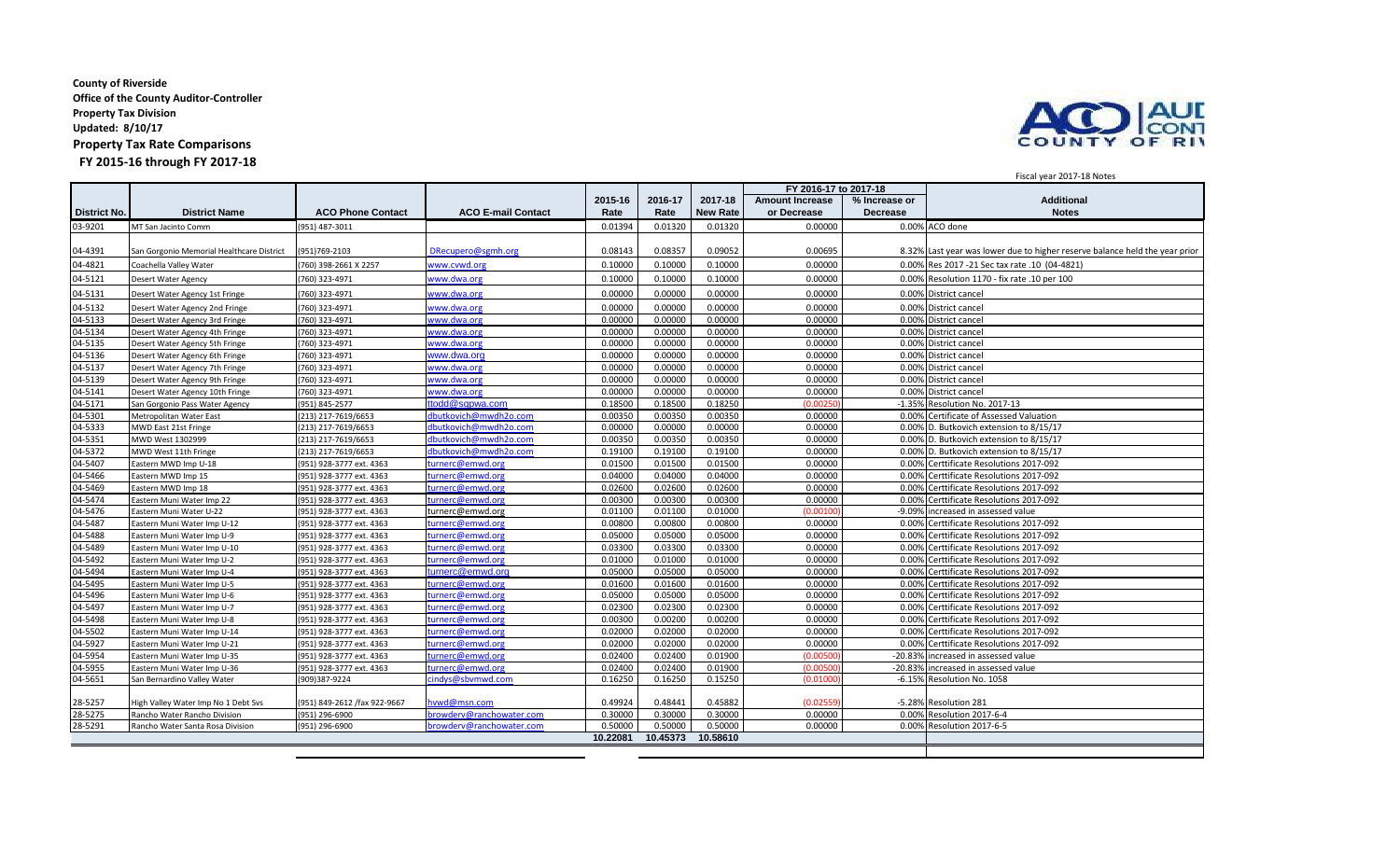**County of Riverside**
**Office of the County Auditor-Controller**
**Property Tax Division**
**Updated: 8/10/17**

## Property Tax Rate Comparisons
## FY 2015-16 through FY 2017-18

Fiscal year 2017-18 Notes

| | | | | | | | FY 2016-17 to 2017-18 | | |
|---|---|---|---|---|---|---|---|---|---|
| **District No.** | **District Name** | **ACO Phone Contact** | **ACO E-mail Contact** | **2015-16 Rate** | **2016-17 Rate** | **2017-18 New Rate** | **Amount Increase or Decrease** | **% Increase or Decrease** | **Additional Notes** |
| 03-9201 | MT San Jacinto Comm | (951) 487-3011 | | 0.01394 | 0.01320 | 0.01320 | 0.00000 | 0.00% | ACO done |
| 04-4391 | San Gorgonio Memorial Healthcare District | (951)769-2103 | DRecupero@sgmh.org | 0.08143 | 0.08357 | 0.09052 | 0.00695 | 8.32% | Last year was lower due to higher reserve balance held the year prior |
| 04-4821 | Coachella Valley Water | (760) 398-2661 X 2257 | www.cvwd.org | 0.10000 | 0.10000 | 0.10000 | 0.00000 | 0.00% | Res 2017 -21 Sec tax rate .10 (04-4821) |
| 04-5121 | Desert Water Agency | (760) 323-4971 | www.dwa.org | 0.10000 | 0.10000 | 0.10000 | 0.00000 | 0.00% | Resolution 1170 - fix rate .10 per 100 |
| 04-5131 | Desert Water Agency 1st Fringe | (760) 323-4971 | www.dwa.org | 0.00000 | 0.00000 | 0.00000 | 0.00000 | 0.00% | District cancel |
| 04-5132 | Desert Water Agency 2nd Fringe | (760) 323-4971 | www.dwa.org | 0.00000 | 0.00000 | 0.00000 | 0.00000 | 0.00% | District cancel |
| 04-5133 | Desert Water Agency 3rd Fringe | (760) 323-4971 | www.dwa.org | 0.00000 | 0.00000 | 0.00000 | 0.00000 | 0.00% | District cancel |
| 04-5134 | Desert Water Agency 4th Fringe | (760) 323-4971 | www.dwa.org | 0.00000 | 0.00000 | 0.00000 | 0.00000 | 0.00% | District cancel |
| 04-5135 | Desert Water Agency 5th Fringe | (760) 323-4971 | www.dwa.org | 0.00000 | 0.00000 | 0.00000 | 0.00000 | 0.00% | District cancel |
| 04-5136 | Desert Water Agency 6th Fringe | (760) 323-4971 | www.dwa.org | 0.00000 | 0.00000 | 0.00000 | 0.00000 | 0.00% | District cancel |
| 04-5137 | Desert Water Agency 7th Fringe | (760) 323-4971 | www.dwa.org | 0.00000 | 0.00000 | 0.00000 | 0.00000 | 0.00% | District cancel |
| 04-5139 | Desert Water Agency 9th Fringe | (760) 323-4971 | www.dwa.org | 0.00000 | 0.00000 | 0.00000 | 0.00000 | 0.00% | District cancel |
| 04-5141 | Desert Water Agency 10th Fringe | (760) 323-4971 | www.dwa.org | 0.00000 | 0.00000 | 0.00000 | 0.00000 | 0.00% | District cancel |
| 04-5171 | San Gorgonio Pass Water Agency | (951) 845-2577 | ttodd@sgpwa.com | 0.18500 | 0.18500 | 0.18250 | (0.00250) | -1.35% | Resolution No. 2017-13 |
| 04-5301 | Metropolitan Water East | (213) 217-7619/6653 | dbutkovich@mwdh2o.com | 0.00350 | 0.00350 | 0.00350 | 0.00000 | 0.00% | Certificate of Assessed Valuation |
| 04-5333 | MWD East 21st Fringe | (213) 217-7619/6653 | dbutkovich@mwdh2o.com | 0.00000 | 0.00000 | 0.00000 | 0.00000 | 0.00% | D. Butkovich extension to 8/15/17 |
| 04-5351 | MWD West 1302999 | (213) 217-7619/6653 | dbutkovich@mwdh2o.com | 0.00350 | 0.00350 | 0.00350 | 0.00000 | 0.00% | D. Butkovich extension to 8/15/17 |
| 04-5372 | MWD West 11th Fringe | (213) 217-7619/6653 | dbutkovich@mwdh2o.com | 0.19100 | 0.19100 | 0.19100 | 0.00000 | 0.00% | D. Butkovich extension to 8/15/17 |
| 04-5407 | Eastern MWD Imp U-18 | (951) 928-3777 ext. 4363 | turnerc@emwd.org | 0.01500 | 0.01500 | 0.01500 | 0.00000 | 0.00% | Certtificate Resolutions 2017-092 |
| 04-5466 | Eastern MWD Imp 15 | (951) 928-3777 ext. 4363 | turnerc@emwd.org | 0.04000 | 0.04000 | 0.04000 | 0.00000 | 0.00% | Certtificate Resolutions 2017-092 |
| 04-5469 | Eastern MWD Imp 18 | (951) 928-3777 ext. 4363 | turnerc@emwd.org | 0.02600 | 0.02600 | 0.02600 | 0.00000 | 0.00% | Certtificate Resolutions 2017-092 |
| 04-5474 | Eastern Muni Water Imp 22 | (951) 928-3777 ext. 4363 | turnerc@emwd.org | 0.00300 | 0.00300 | 0.00300 | 0.00000 | 0.00% | Certtificate Resolutions 2017-092 |
| 04-5476 | Eastern Muni Water U-22 | (951) 928-3777 ext. 4363 | turnerc@emwd.org | 0.01100 | 0.01100 | 0.01000 | (0.00100) | -9.09% | increased in assessed value |
| 04-5487 | Eastern Muni Water Imp U-12 | (951) 928-3777 ext. 4363 | turnerc@emwd.org | 0.00800 | 0.00800 | 0.00800 | 0.00000 | 0.00% | Certtificate Resolutions 2017-092 |
| 04-5488 | Eastern Muni Water Imp U-9 | (951) 928-3777 ext. 4363 | turnerc@emwd.org | 0.05000 | 0.05000 | 0.05000 | 0.00000 | 0.00% | Certtificate Resolutions 2017-092 |
| 04-5489 | Eastern Muni Water Imp U-10 | (951) 928-3777 ext. 4363 | turnerc@emwd.org | 0.03300 | 0.03300 | 0.03300 | 0.00000 | 0.00% | Certtificate Resolutions 2017-092 |
| 04-5492 | Eastern Muni Water Imp U-2 | (951) 928-3777 ext. 4363 | turnerc@emwd.org | 0.01000 | 0.01000 | 0.01000 | 0.00000 | 0.00% | Certtificate Resolutions 2017-092 |
| 04-5494 | Eastern Muni Water Imp U-4 | (951) 928-3777 ext. 4363 | turnerc@emwd.org | 0.05000 | 0.05000 | 0.05000 | 0.00000 | 0.00% | Certtificate Resolutions 2017-092 |
| 04-5495 | Eastern Muni Water Imp U-5 | (951) 928-3777 ext. 4363 | turnerc@emwd.org | 0.01600 | 0.01600 | 0.01600 | 0.00000 | 0.00% | Certtificate Resolutions 2017-092 |
| 04-5496 | Eastern Muni Water Imp U-6 | (951) 928-3777 ext. 4363 | turnerc@emwd.org | 0.05000 | 0.05000 | 0.05000 | 0.00000 | 0.00% | Certtificate Resolutions 2017-092 |
| 04-5497 | Eastern Muni Water Imp U-7 | (951) 928-3777 ext. 4363 | turnerc@emwd.org | 0.02300 | 0.02300 | 0.02300 | 0.00000 | 0.00% | Certtificate Resolutions 2017-092 |
| 04-5498 | Eastern Muni Water Imp U-8 | (951) 928-3777 ext. 4363 | turnerc@emwd.org | 0.00300 | 0.00200 | 0.00200 | 0.00000 | 0.00% | Certtificate Resolutions 2017-092 |
| 04-5502 | Eastern Muni Water Imp U-14 | (951) 928-3777 ext. 4363 | turnerc@emwd.org | 0.02000 | 0.02000 | 0.02000 | 0.00000 | 0.00% | Certtificate Resolutions 2017-092 |
| 04-5927 | Eastern Muni Water Imp U-21 | (951) 928-3777 ext. 4363 | turnerc@emwd.org | 0.02000 | 0.02000 | 0.02000 | 0.00000 | 0.00% | Certtificate Resolutions 2017-092 |
| 04-5954 | Eastern Muni Water Imp U-35 | (951) 928-3777 ext. 4363 | turnerc@emwd.org | 0.02400 | 0.02400 | 0.01900 | (0.00500) | -20.83% | increased in assessed value |
| 04-5955 | Eastern Muni Water Imp U-36 | (951) 928-3777 ext. 4363 | turnerc@emwd.org | 0.02400 | 0.02400 | 0.01900 | (0.00500) | -20.83% | increased in assessed value |
| 04-5651 | San Bernardino Valley Water | (909)387-9224 | cindys@sbvmwd.com | 0.16250 | 0.16250 | 0.15250 | (0.01000) | -6.15% | Resolution No. 1058 |
| 28-5257 | High Valley Water Imp No 1 Debt Svs | (951) 849-2612 /fax 922-9667 | hvwd@msn.com | 0.49924 | 0.48441 | 0.45882 | (0.02559) | -5.28% | Resolution 281 |
| 28-5275 | Rancho Water Rancho Division | (951) 296-6900 | browderv@ranchowater.com | 0.30000 | 0.30000 | 0.30000 | 0.00000 | 0.00% | Resolution 2017-6-4 |
| 28-5291 | Rancho Water Santa Rosa Division | (951) 296-6900 | browderv@ranchowater.com | 0.50000 | 0.50000 | 0.50000 | 0.00000 | 0.00% | Resolution 2017-6-5 |
| | | | | 10.22081 | 10.45373 | 10.58610 | | | |